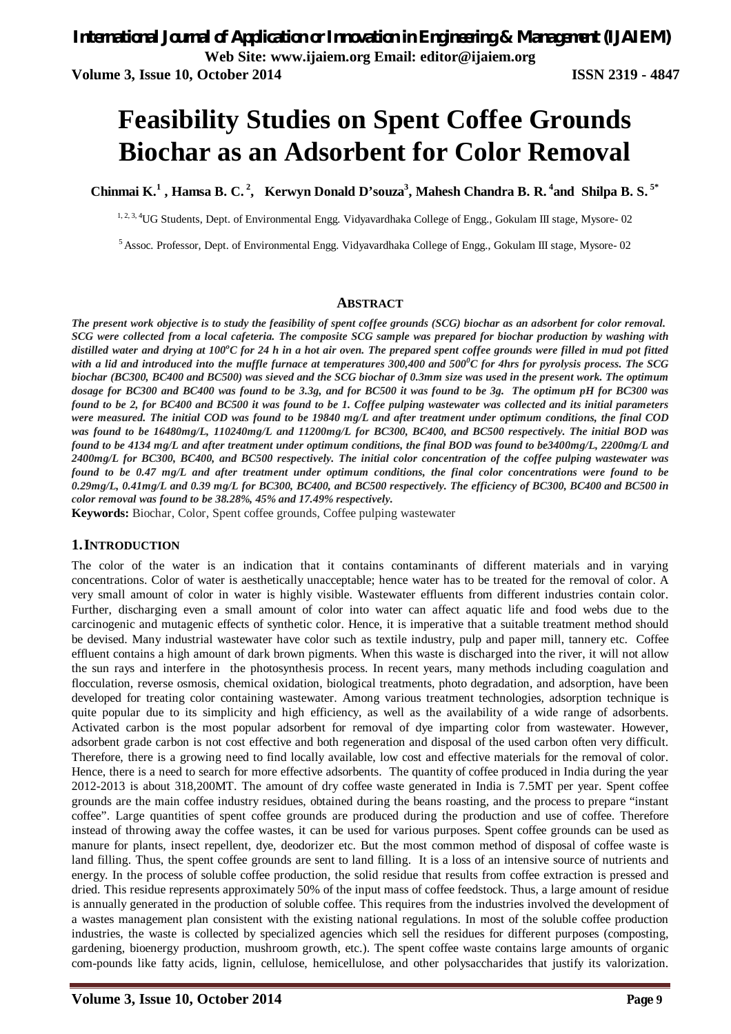# Feasibility Studies on Spent Coffee Grounds Biochar as an Adsorbent for Color Removal

**Chinmai K.[1] , Hamsa B. C.[2], Kerwyn Donald D'souza[3], Mahesh Chandra B. R.[4] and Shilpa B. S.[5*]**

[1, 2, 3, 4]UG Students, Dept. of Environmental Engg. Vidyavardhaka College of Engg., Gokulam III stage, Mysore- 02

[5]Assoc. Professor, Dept. of Environmental Engg. Vidyavardhaka College of Engg., Gokulam III stage, Mysore- 02

## ABSTRACT

***The present work objective is to study the feasibility of spent coffee grounds (SCG) biochar as an adsorbent for color removal. SCG were collected from a local cafeteria. The composite SCG sample was prepared for biochar production by washing with distilled water and drying at 100°C for 24 h in a hot air oven. The prepared spent coffee grounds were filled in mud pot fitted with a lid and introduced into the muffle furnace at temperatures 300,400 and 500°C for 4hrs for pyrolysis process. The SCG biochar (BC300, BC400 and BC500) was sieved and the SCG biochar of 0.3mm size was used in the present work. The optimum dosage for BC300 and BC400 was found to be 3.3g, and for BC500 it was found to be 3g. The optimum pH for BC300 was found to be 2, for BC400 and BC500 it was found to be 1. Coffee pulping wastewater was collected and its initial parameters were measured. The initial COD was found to be 19840 mg/L and after treatment under optimum conditions, the final COD was found to be 16480mg/L, 110240mg/L and 11200mg/L for BC300, BC400, and BC500 respectively. The initial BOD was found to be 4134 mg/L and after treatment under optimum conditions, the final BOD was found to be3400mg/L, 2200mg/L and 2400mg/L for BC300, BC400, and BC500 respectively. The initial color concentration of the coffee pulping wastewater was found to be 0.47 mg/L and after treatment under optimum conditions, the final color concentrations were found to be 0.29mg/L, 0.41mg/L and 0.39 mg/L for BC300, BC400, and BC500 respectively. The efficiency of BC300, BC400 and BC500 in color removal was found to be 38.28%, 45% and 17.49% respectively.***

**Keywords:** Biochar, Color, Spent coffee grounds, Coffee pulping wastewater

## 1. INTRODUCTION

The color of the water is an indication that it contains contaminants of different materials and in varying concentrations. Color of water is aesthetically unacceptable; hence water has to be treated for the removal of color. A very small amount of color in water is highly visible. Wastewater effluents from different industries contain color. Further, discharging even a small amount of color into water can affect aquatic life and food webs due to the carcinogenic and mutagenic effects of synthetic color. Hence, it is imperative that a suitable treatment method should be devised. Many industrial wastewater have color such as textile industry, pulp and paper mill, tannery etc. Coffee effluent contains a high amount of dark brown pigments. When this waste is discharged into the river, it will not allow the sun rays and interfere in the photosynthesis process. In recent years, many methods including coagulation and flocculation, reverse osmosis, chemical oxidation, biological treatments, photo degradation, and adsorption, have been developed for treating color containing wastewater. Among various treatment technologies, adsorption technique is quite popular due to its simplicity and high efficiency, as well as the availability of a wide range of adsorbents. Activated carbon is the most popular adsorbent for removal of dye imparting color from wastewater. However, adsorbent grade carbon is not cost effective and both regeneration and disposal of the used carbon often very difficult. Therefore, there is a growing need to find locally available, low cost and effective materials for the removal of color. Hence, there is a need to search for more effective adsorbents. The quantity of coffee produced in India during the year 2012-2013 is about 318,200MT. The amount of dry coffee waste generated in India is 7.5MT per year. Spent coffee grounds are the main coffee industry residues, obtained during the beans roasting, and the process to prepare "instant coffee". Large quantities of spent coffee grounds are produced during the production and use of coffee. Therefore instead of throwing away the coffee wastes, it can be used for various purposes. Spent coffee grounds can be used as manure for plants, insect repellent, dye, deodorizer etc. But the most common method of disposal of coffee waste is land filling. Thus, the spent coffee grounds are sent to land filling. It is a loss of an intensive source of nutrients and energy. In the process of soluble coffee production, the solid residue that results from coffee extraction is pressed and dried. This residue represents approximately 50% of the input mass of coffee feedstock. Thus, a large amount of residue is annually generated in the production of soluble coffee. This requires from the industries involved the development of a wastes management plan consistent with the existing national regulations. In most of the soluble coffee production industries, the waste is collected by specialized agencies which sell the residues for different purposes (composting, gardening, bioenergy production, mushroom growth, etc.). The spent coffee waste contains large amounts of organic com-pounds like fatty acids, lignin, cellulose, hemicellulose, and other polysaccharides that justify its valorization.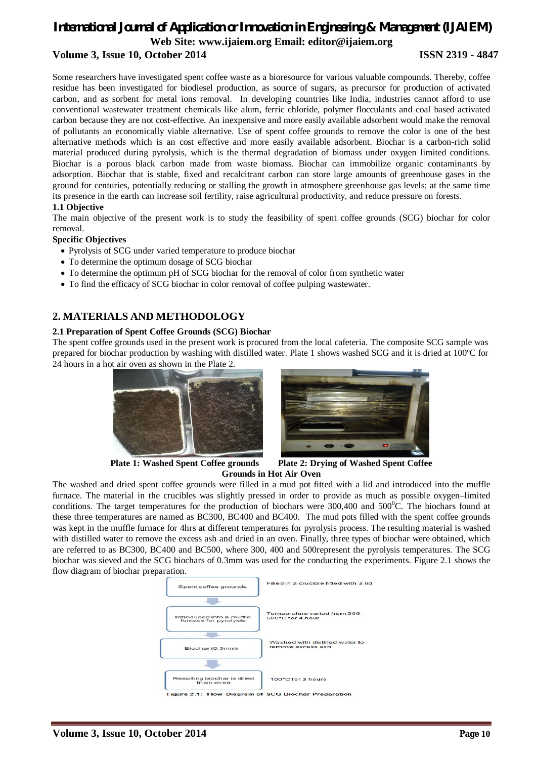Some researchers have investigated spent coffee waste as a bioresource for various valuable compounds. Thereby, coffee residue has been investigated for biodiesel production, as source of sugars, as precursor for production of activated carbon, and as sorbent for metal ions removal. In developing countries like India, industries cannot afford to use conventional wastewater treatment chemicals like alum, ferric chloride, polymer flocculants and coal based activated carbon because they are not cost-effective. An inexpensive and more easily available adsorbent would make the removal of pollutants an economically viable alternative. Use of spent coffee grounds to remove the color is one of the best alternative methods which is an cost effective and more easily available adsorbent. Biochar is a carbon-rich solid material produced during pyrolysis, which is the thermal degradation of biomass under oxygen limited conditions. Biochar is a porous black carbon made from waste biomass. Biochar can immobilize organic contaminants by adsorption. Biochar that is stable, fixed and recalcitrant carbon can store large amounts of greenhouse gases in the ground for centuries, potentially reducing or stalling the growth in atmosphere greenhouse gas levels; at the same time its presence in the earth can increase soil fertility, raise agricultural productivity, and reduce pressure on forests.

### 1.1 Objective

The main objective of the present work is to study the feasibility of spent coffee grounds (SCG) biochar for color removal.

**Specific Objectives**

- Pyrolysis of SCG under varied temperature to produce biochar
- To determine the optimum dosage of SCG biochar
- To determine the optimum pH of SCG biochar for the removal of color from synthetic water
- To find the efficacy of SCG biochar in color removal of coffee pulping wastewater.

## 2. MATERIALS AND METHODOLOGY

### 2.1 Preparation of Spent Coffee Grounds (SCG) Biochar

The spent coffee grounds used in the present work is procured from the local cafeteria. The composite SCG sample was prepared for biochar production by washing with distilled water. Plate 1 shows washed SCG and it is dried at 100ºC for 24 hours in a hot air oven as shown in the Plate 2.

**Plate 1: Washed Spent Coffee grounds** **Plate 2: Drying of Washed Spent Coffee Grounds in Hot Air Oven**

The washed and dried spent coffee grounds were filled in a mud pot fitted with a lid and introduced into the muffle furnace. The material in the crucibles was slightly pressed in order to provide as much as possible oxygen–limited conditions. The target temperatures for the production of biochars were 300,400 and 500$^0$C. The biochars found at these three temperatures are named as BC300, BC400 and BC400. The mud pots filled with the spent coffee grounds was kept in the muffle furnace for 4hrs at different temperatures for pyrolysis process. The resulting material is washed with distilled water to remove the excess ash and dried in an oven. Finally, three types of biochar were obtained, which are referred to as BC300, BC400 and BC500, where 300, 400 and 500represent the pyrolysis temperatures. The SCG biochar was sieved and the SCG biochars of 0.3mm was used for the conducting the experiments. Figure 2.1 shows the flow diagram of biochar preparation.

Spent coffee grounds — Filled in a crucible fitted with a lid

Introduced into a muffle furnace for pyrolysis — Temperature varied from 300-500°C for 4 hour

Biochar (0.3mm) — Washed with distilled water to remove excess ash

Resulting biochar is dried in an oven — 100°C for 3 hours

Figure 2.1: Flow Diagram of SCG Biochar Preparation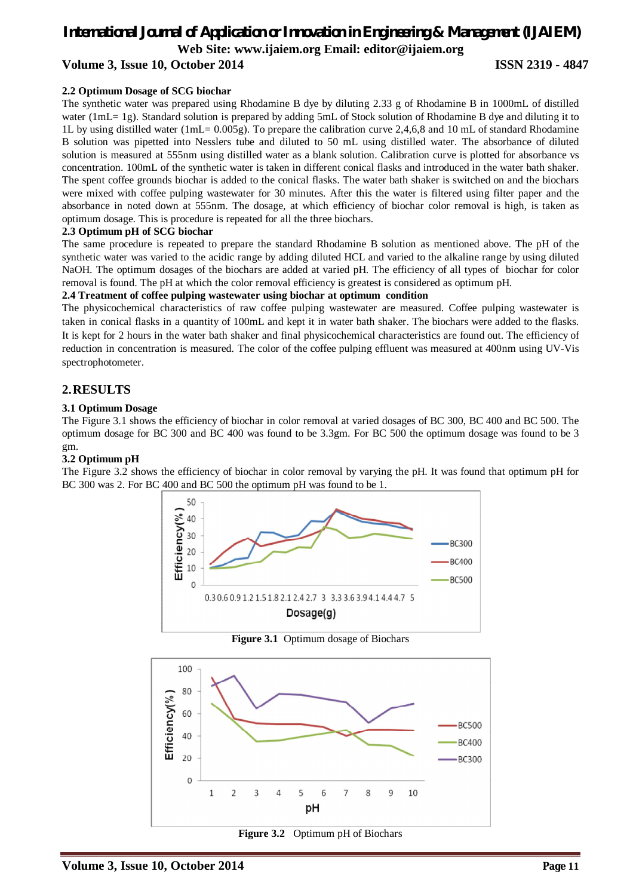### 2.2 Optimum Dosage of SCG biochar

The synthetic water was prepared using Rhodamine B dye by diluting 2.33 g of Rhodamine B in 1000mL of distilled water (1mL= 1g). Standard solution is prepared by adding 5mL of Stock solution of Rhodamine B dye and diluting it to 1L by using distilled water (1mL= 0.005g). To prepare the calibration curve 2,4,6,8 and 10 mL of standard Rhodamine B solution was pipetted into Nesslers tube and diluted to 50 mL using distilled water. The absorbance of diluted solution is measured at 555nm using distilled water as a blank solution. Calibration curve is plotted for absorbance vs concentration. 100mL of the synthetic water is taken in different conical flasks and introduced in the water bath shaker. The spent coffee grounds biochar is added to the conical flasks. The water bath shaker is switched on and the biochars were mixed with coffee pulping wastewater for 30 minutes. After this the water is filtered using filter paper and the absorbance in noted down at 555nm. The dosage, at which efficiency of biochar color removal is high, is taken as optimum dosage. This is procedure is repeated for all the three biochars.

### 2.3 Optimum pH of SCG biochar

The same procedure is repeated to prepare the standard Rhodamine B solution as mentioned above. The pH of the synthetic water was varied to the acidic range by adding diluted HCL and varied to the alkaline range by using diluted NaOH. The optimum dosages of the biochars are added at varied pH. The efficiency of all types of biochar for color removal is found. The pH at which the color removal efficiency is greatest is considered as optimum pH.

### 2.4 Treatment of coffee pulping wastewater using biochar at optimum condition

The physicochemical characteristics of raw coffee pulping wastewater are measured. Coffee pulping wastewater is taken in conical flasks in a quantity of 100mL and kept it in water bath shaker. The biochars were added to the flasks. It is kept for 2 hours in the water bath shaker and final physicochemical characteristics are found out. The efficiency of reduction in concentration is measured. The color of the coffee pulping effluent was measured at 400nm using UV-Vis spectrophotometer.

## 2. RESULTS

### 3.1 Optimum Dosage

The Figure 3.1 shows the efficiency of biochar in color removal at varied dosages of BC 300, BC 400 and BC 500. The optimum dosage for BC 300 and BC 400 was found to be 3.3gm. For BC 500 the optimum dosage was found to be 3 gm.

### 3.2 Optimum pH

The Figure 3.2 shows the efficiency of biochar in color removal by varying the pH. It was found that optimum pH for BC 300 was 2. For BC 400 and BC 500 the optimum pH was found to be 1.

**Figure 3.1** Optimum dosage of Biochars

**Figure 3.2** Optimum pH of Biochars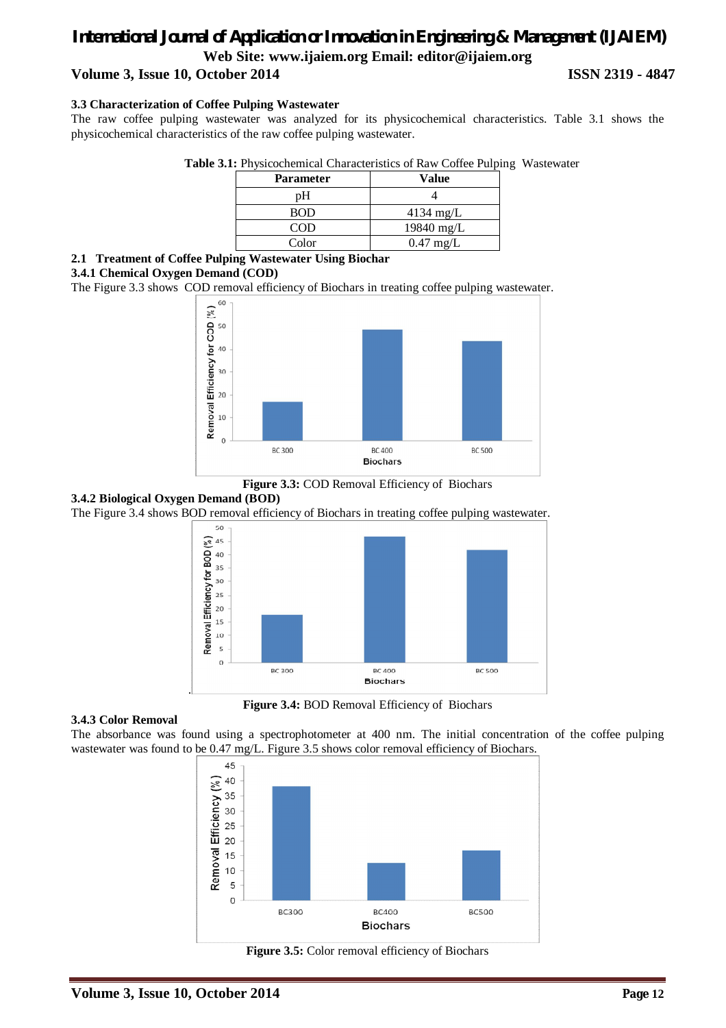### 3.3 Characterization of Coffee Pulping Wastewater

The raw coffee pulping wastewater was analyzed for its physicochemical characteristics. Table 3.1 shows the physicochemical characteristics of the raw coffee pulping wastewater.

**Table 3.1:** Physicochemical Characteristics of Raw Coffee Pulping Wastewater

| Parameter | Value |
|---|---|
| pH | 4 |
| BOD | 4134 mg/L |
| COD | 19840 mg/L |
| Color | 0.47 mg/L |

### 2.1 Treatment of Coffee Pulping Wastewater Using Biochar

#### 3.4.1 Chemical Oxygen Demand (COD)

The Figure 3.3 shows COD removal efficiency of Biochars in treating coffee pulping wastewater.

**Figure 3.3:** COD Removal Efficiency of Biochars

#### 3.4.2 Biological Oxygen Demand (BOD)

The Figure 3.4 shows BOD removal efficiency of Biochars in treating coffee pulping wastewater.

**Figure 3.4:** BOD Removal Efficiency of Biochars

#### 3.4.3 Color Removal

The absorbance was found using a spectrophotometer at 400 nm. The initial concentration of the coffee pulping wastewater was found to be 0.47 mg/L. Figure 3.5 shows color removal efficiency of Biochars.

**Figure 3.5:** Color removal efficiency of Biochars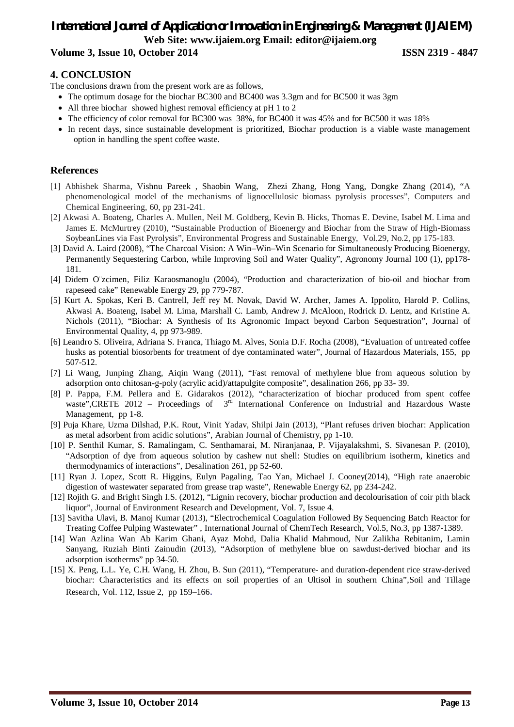## 4. CONCLUSION

The conclusions drawn from the present work are as follows,

- The optimum dosage for the biochar BC300 and BC400 was 3.3gm and for BC500 it was 3gm
- All three biochar showed highest removal efficiency at pH 1 to 2
- The efficiency of color removal for BC300 was 38%, for BC400 it was 45% and for BC500 it was 18%
- In recent days, since sustainable development is prioritized, Biochar production is a viable waste management option in handling the spent coffee waste.

## References

[1] Abhishek Sharma, Vishnu Pareek , Shaobin Wang, Zhezi Zhang, Hong Yang, Dongke Zhang (2014), "A phenomenological model of the mechanisms of lignocellulosic biomass pyrolysis processes", Computers and Chemical Engineering, 60, pp 231-241.

[2] Akwasi A. Boateng, Charles A. Mullen, Neil M. Goldberg, Kevin B. Hicks, Thomas E. Devine, Isabel M. Lima and James E. McMurtrey (2010), "Sustainable Production of Bioenergy and Biochar from the Straw of High-Biomass SoybeanLines via Fast Pyrolysis", Environmental Progress and Sustainable Energy, Vol.29, No.2, pp 175-183.

[3] David A. Laird (2008), "The Charcoal Vision: A Win–Win–Win Scenario for Simultaneously Producing Bioenergy, Permanently Sequestering Carbon, while Improving Soil and Water Quality", Agronomy Journal 100 (1), pp178-181.

[4] Didem O¨zcimen, Filiz Karaosmanoglu (2004), "Production and characterization of bio-oil and biochar from rapeseed cake" Renewable Energy 29, pp 779-787.

[5] Kurt A. Spokas, Keri B. Cantrell, Jeff rey M. Novak, David W. Archer, James A. Ippolito, Harold P. Collins, Akwasi A. Boateng, Isabel M. Lima, Marshall C. Lamb, Andrew J. McAloon, Rodrick D. Lentz, and Kristine A. Nichols (2011), "Biochar: A Synthesis of Its Agronomic Impact beyond Carbon Sequestration", Journal of Environmental Quality, 4, pp 973-989.

[6] Leandro S. Oliveira, Adriana S. Franca, Thiago M. Alves, Sonia D.F. Rocha (2008), "Evaluation of untreated coffee husks as potential biosorbents for treatment of dye contaminated water", Journal of Hazardous Materials, 155, pp 507-512.

[7] Li Wang, Junping Zhang, Aiqin Wang (2011), "Fast removal of methylene blue from aqueous solution by adsorption onto chitosan-g-poly (acrylic acid)/attapulgite composite", desalination 266, pp 33- 39.

[8] P. Pappa, F.M. Pellera and E. Gidarakos (2012), "characterization of biochar produced from spent coffee waste",CRETE 2012 – Proceedings of 3rd International Conference on Industrial and Hazardous Waste Management, pp 1-8.

[9] Puja Khare, Uzma Dilshad, P.K. Rout, Vinit Yadav, Shilpi Jain (2013), "Plant refuses driven biochar: Application as metal adsorbent from acidic solutions", Arabian Journal of Chemistry, pp 1-10.

[10] P. Senthil Kumar, S. Ramalingam, C. Senthamarai, M. Niranjanaa, P. Vijayalakshmi, S. Sivanesan P. (2010), "Adsorption of dye from aqueous solution by cashew nut shell: Studies on equilibrium isotherm, kinetics and thermodynamics of interactions", Desalination 261, pp 52-60.

[11] Ryan J. Lopez, Scott R. Higgins, Eulyn Pagaling, Tao Yan, Michael J. Cooney(2014), "High rate anaerobic digestion of wastewater separated from grease trap waste", Renewable Energy 62, pp 234-242.

[12] Rojith G. and Bright Singh I.S. (2012), "Lignin recovery, biochar production and decolourisation of coir pith black liquor", Journal of Environment Research and Development, Vol. 7, Issue 4.

[13] Savitha Ulavi, B. Manoj Kumar (2013), "Electrochemical Coagulation Followed By Sequencing Batch Reactor for Treating Coffee Pulping Wastewater" , International Journal of ChemTech Research, Vol.5, No.3, pp 1387-1389.

[14] Wan Azlina Wan Ab Karim Ghani, Ayaz Mohd, Dalia Khalid Mahmoud, Nur Zalikha Rebitanim, Lamin Sanyang, Ruziah Binti Zainudin (2013), "Adsorption of methylene blue on sawdust-derived biochar and its adsorption isotherms" pp 34-50.

[15] X. Peng, L.L. Ye, C.H. Wang, H. Zhou, B. Sun (2011), "Temperature- and duration-dependent rice straw-derived biochar: Characteristics and its effects on soil properties of an Ultisol in southern China",Soil and Tillage Research, Vol. 112, Issue 2, pp 159–166.